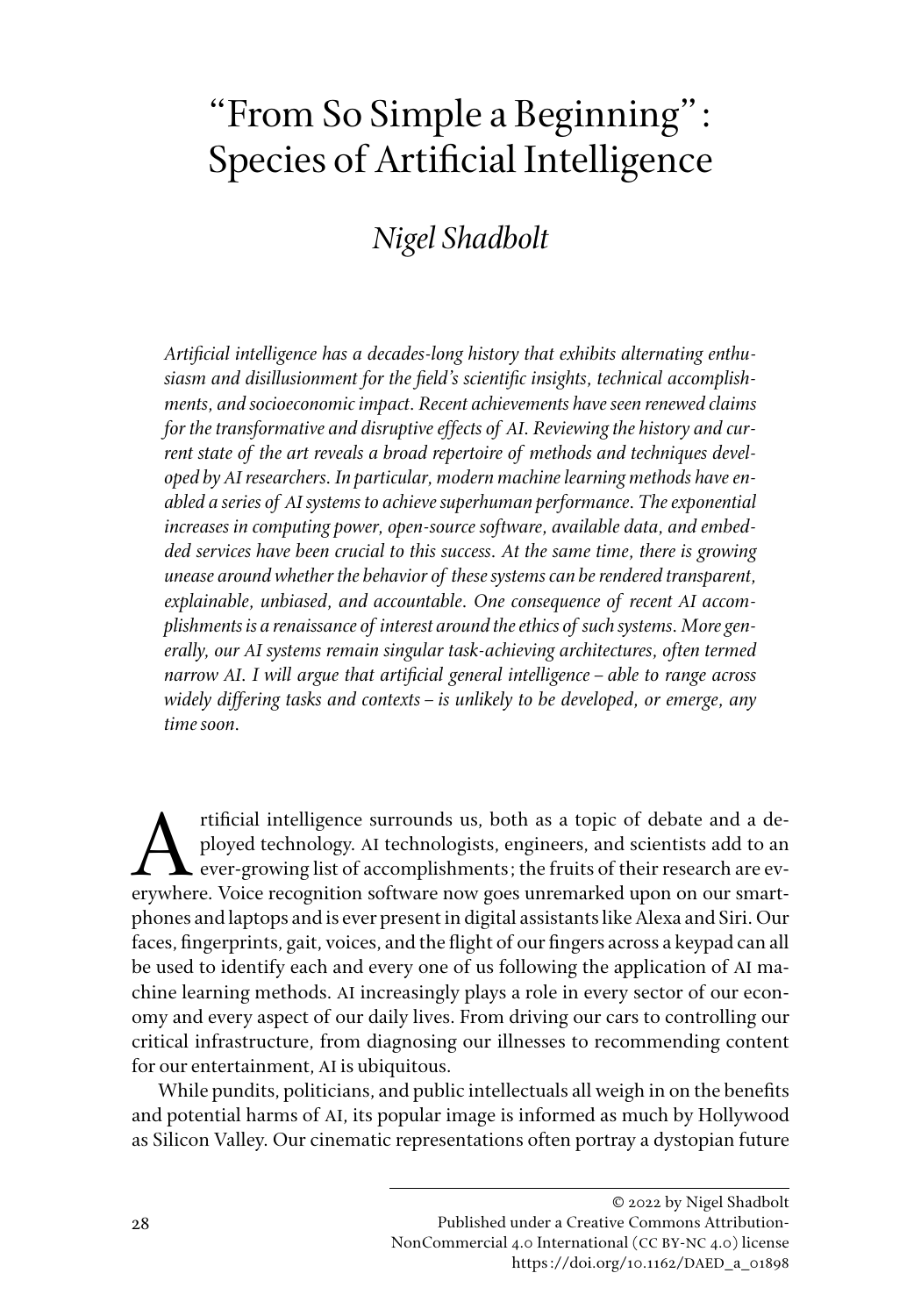# "From So Simple a Beginning": Species of Artificial Intelligence

## *Nigel Shadbolt*

*Artificial intelligence has a decades-long history that exhibits alternating enthusiasm and disillusionment for the field's scientific insights, technical accomplishments, and socioeconomic impact. Recent achievements have seen renewed claims for the transformative and disruptive effects of AI. Reviewing the history and current state of the art reveals a broad repertoire of methods and techniques developed by AI researchers. In particular, modern machine learning methods have enabled a series of AI systems to achieve superhuman performance. The exponential increases in computing power, open-source software, available data, and embedded services have been crucial to this success. At the same time, there is growing unease around whether the behavior of these systems can be rendered transparent, explainable, unbiased, and accountable. One consequence of recent AI accomplishments is a renaissance of interest around the ethics of such systems. More generally, our AI systems remain singular task-achieving architectures, often termed narrow AI. I will argue that artificial general intelligence – able to range across widely differing tasks and contexts – is unlikely to be developed, or emerge, any time soon.*

Artificial intelligence surrounds us, both as a topic of debate and a deployed technology. AI technologists, engineers, and scientists add to an ever-growing list of accomplishments; the fruits of their research are everywhere. Voice recognition software now goes unremarked upon on our smartphones and laptops and is ever present in digital assistants like Alexa and Siri. Our faces, fingerprints, gait, voices, and the flight of our fingers across a keypad can all be used to identify each and every one of us following the application of AI machine learning methods. AI increasingly plays a role in every sector of our economy and every aspect of our daily lives. From driving our cars to controlling our critical infrastructure, from diagnosing our illnesses to recommending content for our entertainment, AI is ubiquitous.

While pundits, politicians, and public intellectuals all weigh in on the benefits and potential harms of AI, its popular image is informed as much by Hollywood as Silicon Valley. Our cinematic representations often portray a dystopian future

© 2022 by Nigel Shadbolt
Published under a Creative Commons Attribution-NonCommercial 4.0 International (CC BY-NC 4.0) license
https://doi.org/10.1162/DAED_a_01898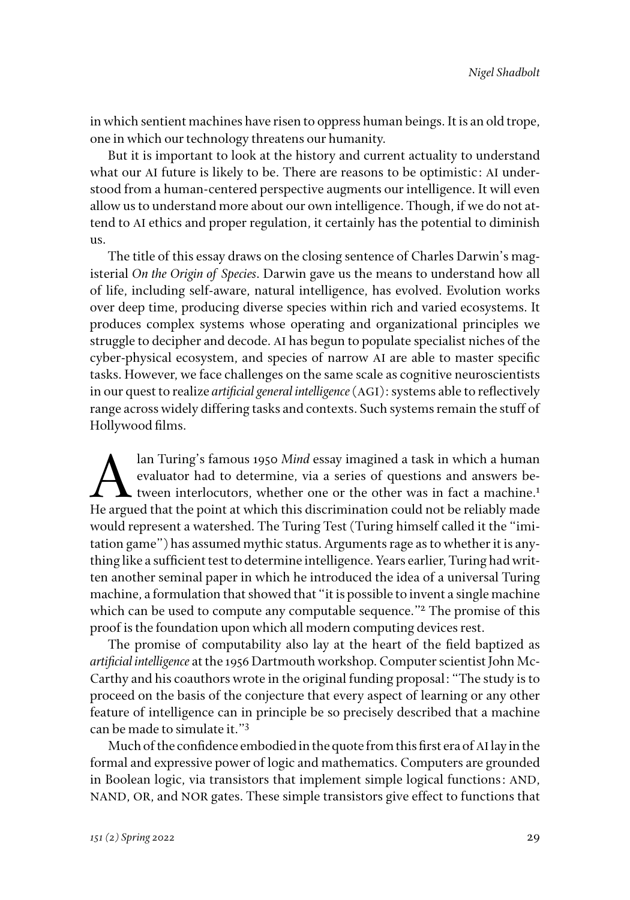in which sentient machines have risen to oppress human beings. It is an old trope, one in which our technology threatens our humanity.

But it is important to look at the history and current actuality to understand what our AI future is likely to be. There are reasons to be optimistic: AI understood from a human-centered perspective augments our intelligence. It will even allow us to understand more about our own intelligence. Though, if we do not attend to AI ethics and proper regulation, it certainly has the potential to diminish us.

The title of this essay draws on the closing sentence of Charles Darwin's magisterial *On the Origin of Species*. Darwin gave us the means to understand how all of life, including self-aware, natural intelligence, has evolved. Evolution works over deep time, producing diverse species within rich and varied ecosystems. It produces complex systems whose operating and organizational principles we struggle to decipher and decode. AI has begun to populate specialist niches of the cyber-physical ecosystem, and species of narrow AI are able to master specific tasks. However, we face challenges on the same scale as cognitive neuroscientists in our quest to realize *artificial general intelligence* (AGI): systems able to reflectively range across widely differing tasks and contexts. Such systems remain the stuff of Hollywood films.

Alan Turing's famous 1950 *Mind* essay imagined a task in which a human evaluator had to determine, via a series of questions and answers between interlocutors, whether one or the other was in fact a machine.[1] He argued that the point at which this discrimination could not be reliably made would represent a watershed. The Turing Test (Turing himself called it the "imitation game") has assumed mythic status. Arguments rage as to whether it is anything like a sufficient test to determine intelligence. Years earlier, Turing had written another seminal paper in which he introduced the idea of a universal Turing machine, a formulation that showed that "it is possible to invent a single machine which can be used to compute any computable sequence."[2] The promise of this proof is the foundation upon which all modern computing devices rest.

The promise of computability also lay at the heart of the field baptized as *artificial intelligence* at the 1956 Dartmouth workshop. Computer scientist John McCarthy and his coauthors wrote in the original funding proposal: "The study is to proceed on the basis of the conjecture that every aspect of learning or any other feature of intelligence can in principle be so precisely described that a machine can be made to simulate it."[3]

Much of the confidence embodied in the quote from this first era of AI lay in the formal and expressive power of logic and mathematics. Computers are grounded in Boolean logic, via transistors that implement simple logical functions: AND, NAND, OR, and NOR gates. These simple transistors give effect to functions that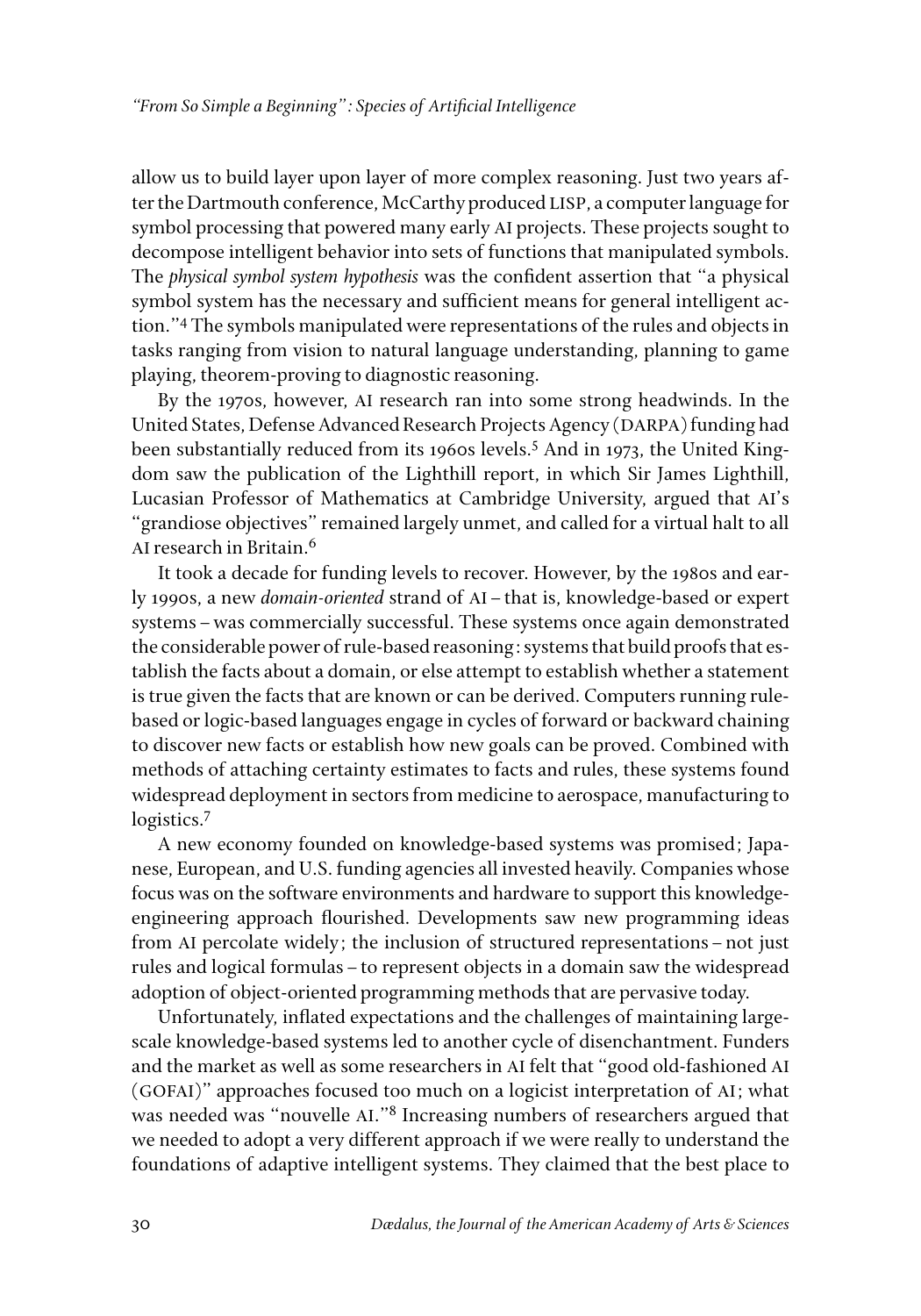allow us to build layer upon layer of more complex reasoning. Just two years after the Dartmouth conference, McCarthy produced LISP, a computer language for symbol processing that powered many early AI projects. These projects sought to decompose intelligent behavior into sets of functions that manipulated symbols. The *physical symbol system hypothesis* was the confident assertion that "a physical symbol system has the necessary and sufficient means for general intelligent action."[4] The symbols manipulated were representations of the rules and objects in tasks ranging from vision to natural language understanding, planning to game playing, theorem-proving to diagnostic reasoning.

By the 1970s, however, AI research ran into some strong headwinds. In the United States, Defense Advanced Research Projects Agency (DARPA) funding had been substantially reduced from its 1960s levels.[5] And in 1973, the United Kingdom saw the publication of the Lighthill report, in which Sir James Lighthill, Lucasian Professor of Mathematics at Cambridge University, argued that AI's "grandiose objectives" remained largely unmet, and called for a virtual halt to all AI research in Britain.[6]

It took a decade for funding levels to recover. However, by the 1980s and early 1990s, a new *domain-oriented* strand of AI – that is, knowledge-based or expert systems – was commercially successful. These systems once again demonstrated the considerable power of rule-based reasoning: systems that build proofs that establish the facts about a domain, or else attempt to establish whether a statement is true given the facts that are known or can be derived. Computers running rule-based or logic-based languages engage in cycles of forward or backward chaining to discover new facts or establish how new goals can be proved. Combined with methods of attaching certainty estimates to facts and rules, these systems found widespread deployment in sectors from medicine to aerospace, manufacturing to logistics.[7]

A new economy founded on knowledge-based systems was promised; Japanese, European, and U.S. funding agencies all invested heavily. Companies whose focus was on the software environments and hardware to support this knowledge-engineering approach flourished. Developments saw new programming ideas from AI percolate widely; the inclusion of structured representations – not just rules and logical formulas – to represent objects in a domain saw the widespread adoption of object-oriented programming methods that are pervasive today.

Unfortunately, inflated expectations and the challenges of maintaining large-scale knowledge-based systems led to another cycle of disenchantment. Funders and the market as well as some researchers in AI felt that "good old-fashioned AI (GOFAI)" approaches focused too much on a logicist interpretation of AI; what was needed was "nouvelle AI."[8] Increasing numbers of researchers argued that we needed to adopt a very different approach if we were really to understand the foundations of adaptive intelligent systems. They claimed that the best place to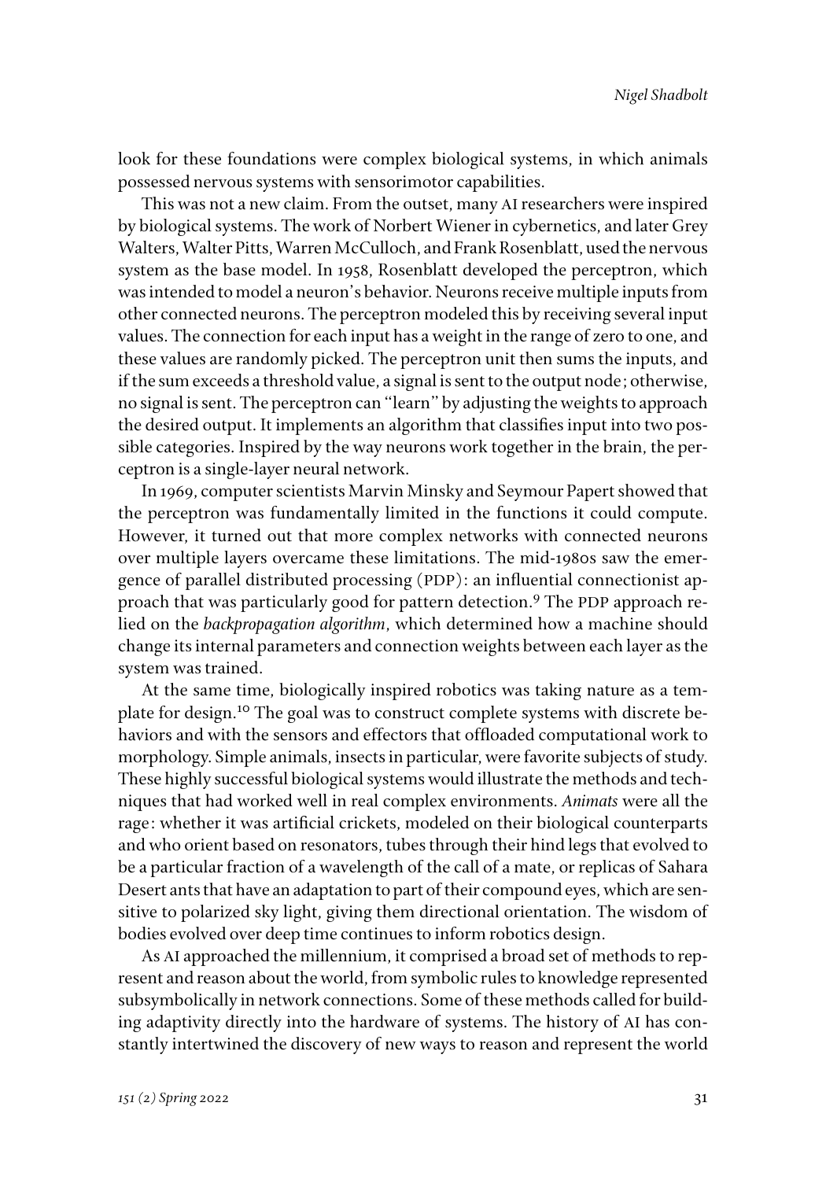look for these foundations were complex biological systems, in which animals possessed nervous systems with sensorimotor capabilities.

This was not a new claim. From the outset, many AI researchers were inspired by biological systems. The work of Norbert Wiener in cybernetics, and later Grey Walters, Walter Pitts, Warren McCulloch, and Frank Rosenblatt, used the nervous system as the base model. In 1958, Rosenblatt developed the perceptron, which was intended to model a neuron's behavior. Neurons receive multiple inputs from other connected neurons. The perceptron modeled this by receiving several input values. The connection for each input has a weight in the range of zero to one, and these values are randomly picked. The perceptron unit then sums the inputs, and if the sum exceeds a threshold value, a signal is sent to the output node; otherwise, no signal is sent. The perceptron can "learn" by adjusting the weights to approach the desired output. It implements an algorithm that classifies input into two possible categories. Inspired by the way neurons work together in the brain, the perceptron is a single-layer neural network.

In 1969, computer scientists Marvin Minsky and Seymour Papert showed that the perceptron was fundamentally limited in the functions it could compute. However, it turned out that more complex networks with connected neurons over multiple layers overcame these limitations. The mid-1980s saw the emergence of parallel distributed processing (PDP): an influential connectionist approach that was particularly good for pattern detection.[9] The PDP approach relied on the *backpropagation algorithm*, which determined how a machine should change its internal parameters and connection weights between each layer as the system was trained.

At the same time, biologically inspired robotics was taking nature as a template for design.[10] The goal was to construct complete systems with discrete behaviors and with the sensors and effectors that offloaded computational work to morphology. Simple animals, insects in particular, were favorite subjects of study. These highly successful biological systems would illustrate the methods and techniques that had worked well in real complex environments. *Animats* were all the rage: whether it was artificial crickets, modeled on their biological counterparts and who orient based on resonators, tubes through their hind legs that evolved to be a particular fraction of a wavelength of the call of a mate, or replicas of Sahara Desert ants that have an adaptation to part of their compound eyes, which are sensitive to polarized sky light, giving them directional orientation. The wisdom of bodies evolved over deep time continues to inform robotics design.

As AI approached the millennium, it comprised a broad set of methods to represent and reason about the world, from symbolic rules to knowledge represented subsymbolically in network connections. Some of these methods called for building adaptivity directly into the hardware of systems. The history of AI has constantly intertwined the discovery of new ways to reason and represent the world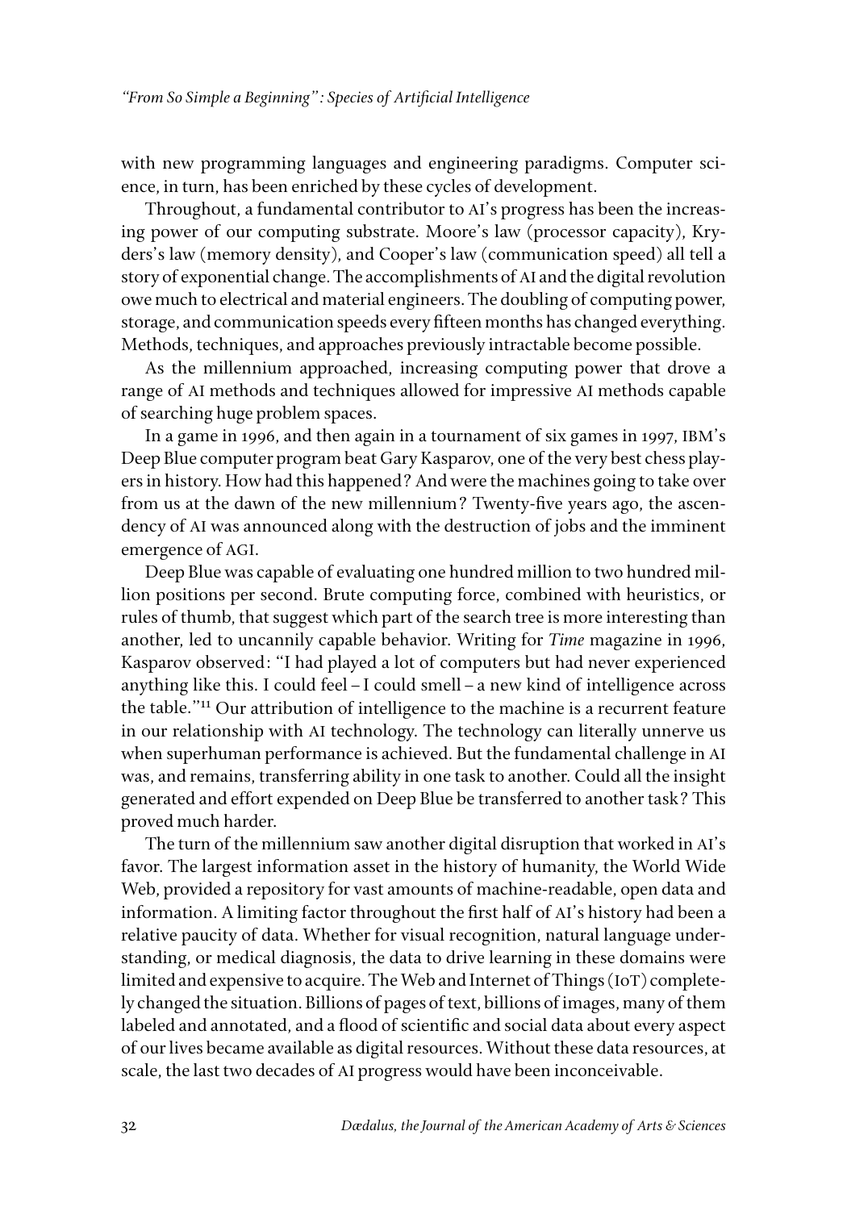with new programming languages and engineering paradigms. Computer science, in turn, has been enriched by these cycles of development.

Throughout, a fundamental contributor to AI's progress has been the increasing power of our computing substrate. Moore's law (processor capacity), Kryders's law (memory density), and Cooper's law (communication speed) all tell a story of exponential change. The accomplishments of AI and the digital revolution owe much to electrical and material engineers. The doubling of computing power, storage, and communication speeds every fifteen months has changed everything. Methods, techniques, and approaches previously intractable become possible.

As the millennium approached, increasing computing power that drove a range of AI methods and techniques allowed for impressive AI methods capable of searching huge problem spaces.

In a game in 1996, and then again in a tournament of six games in 1997, IBM's Deep Blue computer program beat Gary Kasparov, one of the very best chess players in history. How had this happened? And were the machines going to take over from us at the dawn of the new millennium? Twenty-five years ago, the ascendency of AI was announced along with the destruction of jobs and the imminent emergence of AGI.

Deep Blue was capable of evaluating one hundred million to two hundred million positions per second. Brute computing force, combined with heuristics, or rules of thumb, that suggest which part of the search tree is more interesting than another, led to uncannily capable behavior. Writing for *Time* magazine in 1996, Kasparov observed: "I had played a lot of computers but had never experienced anything like this. I could feel – I could smell – a new kind of intelligence across the table."[11] Our attribution of intelligence to the machine is a recurrent feature in our relationship with AI technology. The technology can literally unnerve us when superhuman performance is achieved. But the fundamental challenge in AI was, and remains, transferring ability in one task to another. Could all the insight generated and effort expended on Deep Blue be transferred to another task? This proved much harder.

The turn of the millennium saw another digital disruption that worked in AI's favor. The largest information asset in the history of humanity, the World Wide Web, provided a repository for vast amounts of machine-readable, open data and information. A limiting factor throughout the first half of AI's history had been a relative paucity of data. Whether for visual recognition, natural language understanding, or medical diagnosis, the data to drive learning in these domains were limited and expensive to acquire. The Web and Internet of Things (IoT) completely changed the situation. Billions of pages of text, billions of images, many of them labeled and annotated, and a flood of scientific and social data about every aspect of our lives became available as digital resources. Without these data resources, at scale, the last two decades of AI progress would have been inconceivable.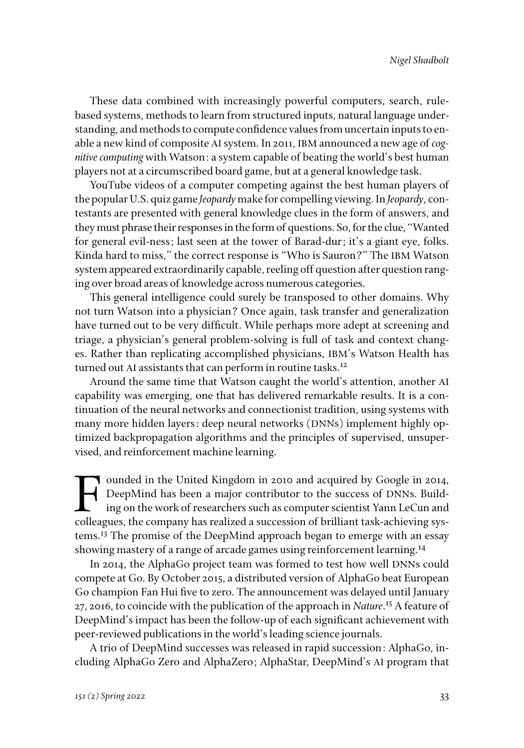These data combined with increasingly powerful computers, search, rule-based systems, methods to learn from structured inputs, natural language understanding, and methods to compute confidence values from uncertain inputs to enable a new kind of composite AI system. In 2011, IBM announced a new age of *cognitive computing* with Watson: a system capable of beating the world's best human players not at a circumscribed board game, but at a general knowledge task.

YouTube videos of a computer competing against the best human players of the popular U.S. quiz game *Jeopardy* make for compelling viewing. In *Jeopardy*, contestants are presented with general knowledge clues in the form of answers, and they must phrase their responses in the form of questions. So, for the clue, "Wanted for general evil-ness; last seen at the tower of Barad-dur; it's a giant eye, folks. Kinda hard to miss," the correct response is "Who is Sauron?" The IBM Watson system appeared extraordinarily capable, reeling off question after question ranging over broad areas of knowledge across numerous categories.

This general intelligence could surely be transposed to other domains. Why not turn Watson into a physician? Once again, task transfer and generalization have turned out to be very difficult. While perhaps more adept at screening and triage, a physician's general problem-solving is full of task and context changes. Rather than replicating accomplished physicians, IBM's Watson Health has turned out AI assistants that can perform in routine tasks.[12]

Around the same time that Watson caught the world's attention, another AI capability was emerging, one that has delivered remarkable results. It is a continuation of the neural networks and connectionist tradition, using systems with many more hidden layers: deep neural networks (DNNs) implement highly optimized backpropagation algorithms and the principles of supervised, unsupervised, and reinforcement machine learning.

Founded in the United Kingdom in 2010 and acquired by Google in 2014, DeepMind has been a major contributor to the success of DNNs. Building on the work of researchers such as computer scientist Yann LeCun and colleagues, the company has realized a succession of brilliant task-achieving systems.[13] The promise of the DeepMind approach began to emerge with an essay showing mastery of a range of arcade games using reinforcement learning.[14]

In 2014, the AlphaGo project team was formed to test how well DNNs could compete at Go. By October 2015, a distributed version of AlphaGo beat European Go champion Fan Hui five to zero. The announcement was delayed until January 27, 2016, to coincide with the publication of the approach in *Nature*.[15] A feature of DeepMind's impact has been the follow-up of each significant achievement with peer-reviewed publications in the world's leading science journals.

A trio of DeepMind successes was released in rapid succession: AlphaGo, including AlphaGo Zero and AlphaZero; AlphaStar, DeepMind's AI program that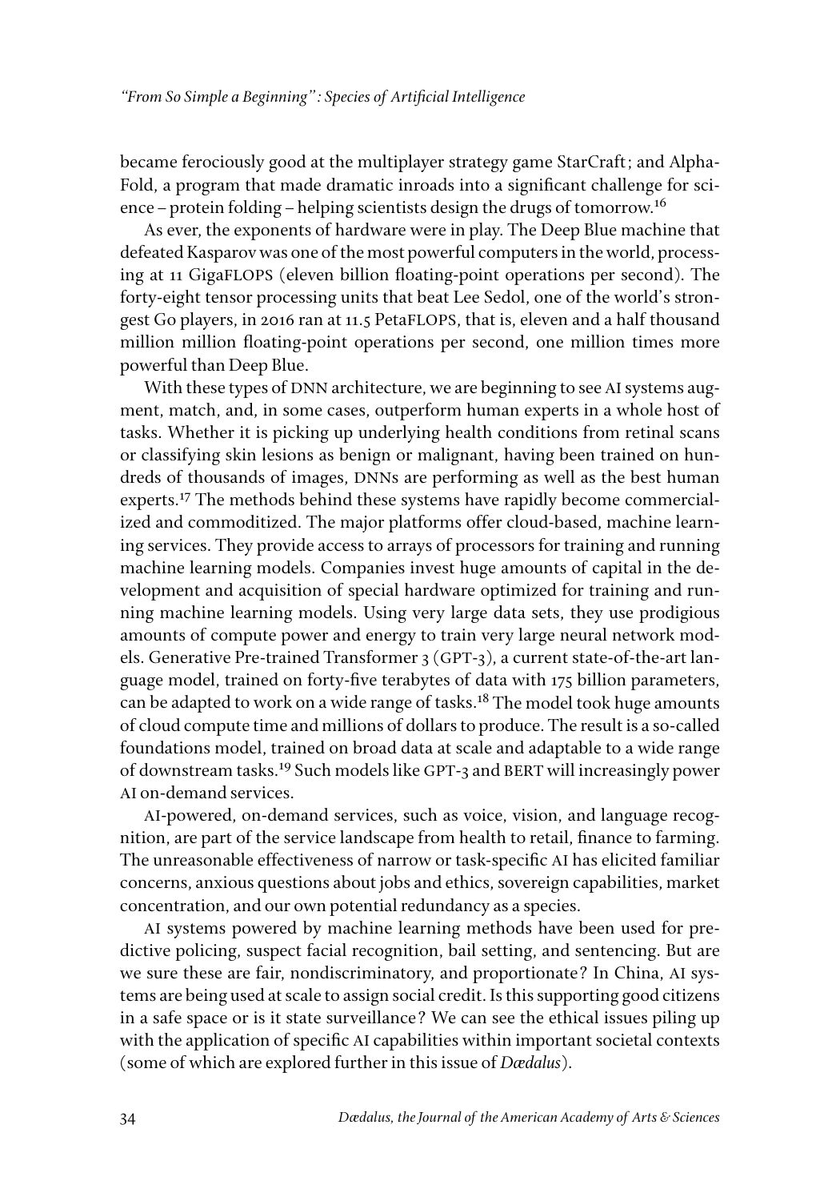became ferociously good at the multiplayer strategy game StarCraft; and AlphaFold, a program that made dramatic inroads into a significant challenge for science – protein folding – helping scientists design the drugs of tomorrow.[16]

As ever, the exponents of hardware were in play. The Deep Blue machine that defeated Kasparov was one of the most powerful computers in the world, processing at 11 GigaFLOPS (eleven billion floating-point operations per second). The forty-eight tensor processing units that beat Lee Sedol, one of the world's strongest Go players, in 2016 ran at 11.5 PetaFLOPS, that is, eleven and a half thousand million million floating-point operations per second, one million times more powerful than Deep Blue.

With these types of DNN architecture, we are beginning to see AI systems augment, match, and, in some cases, outperform human experts in a whole host of tasks. Whether it is picking up underlying health conditions from retinal scans or classifying skin lesions as benign or malignant, having been trained on hundreds of thousands of images, DNNs are performing as well as the best human experts.[17] The methods behind these systems have rapidly become commercialized and commoditized. The major platforms offer cloud-based, machine learning services. They provide access to arrays of processors for training and running machine learning models. Companies invest huge amounts of capital in the development and acquisition of special hardware optimized for training and running machine learning models. Using very large data sets, they use prodigious amounts of compute power and energy to train very large neural network models. Generative Pre-trained Transformer 3 (GPT-3), a current state-of-the-art language model, trained on forty-five terabytes of data with 175 billion parameters, can be adapted to work on a wide range of tasks.[18] The model took huge amounts of cloud compute time and millions of dollars to produce. The result is a so-called foundations model, trained on broad data at scale and adaptable to a wide range of downstream tasks.[19] Such models like GPT-3 and BERT will increasingly power AI on-demand services.

AI-powered, on-demand services, such as voice, vision, and language recognition, are part of the service landscape from health to retail, finance to farming. The unreasonable effectiveness of narrow or task-specific AI has elicited familiar concerns, anxious questions about jobs and ethics, sovereign capabilities, market concentration, and our own potential redundancy as a species.

AI systems powered by machine learning methods have been used for predictive policing, suspect facial recognition, bail setting, and sentencing. But are we sure these are fair, nondiscriminatory, and proportionate? In China, AI systems are being used at scale to assign social credit. Is this supporting good citizens in a safe space or is it state surveillance? We can see the ethical issues piling up with the application of specific AI capabilities within important societal contexts (some of which are explored further in this issue of *Dædalus*).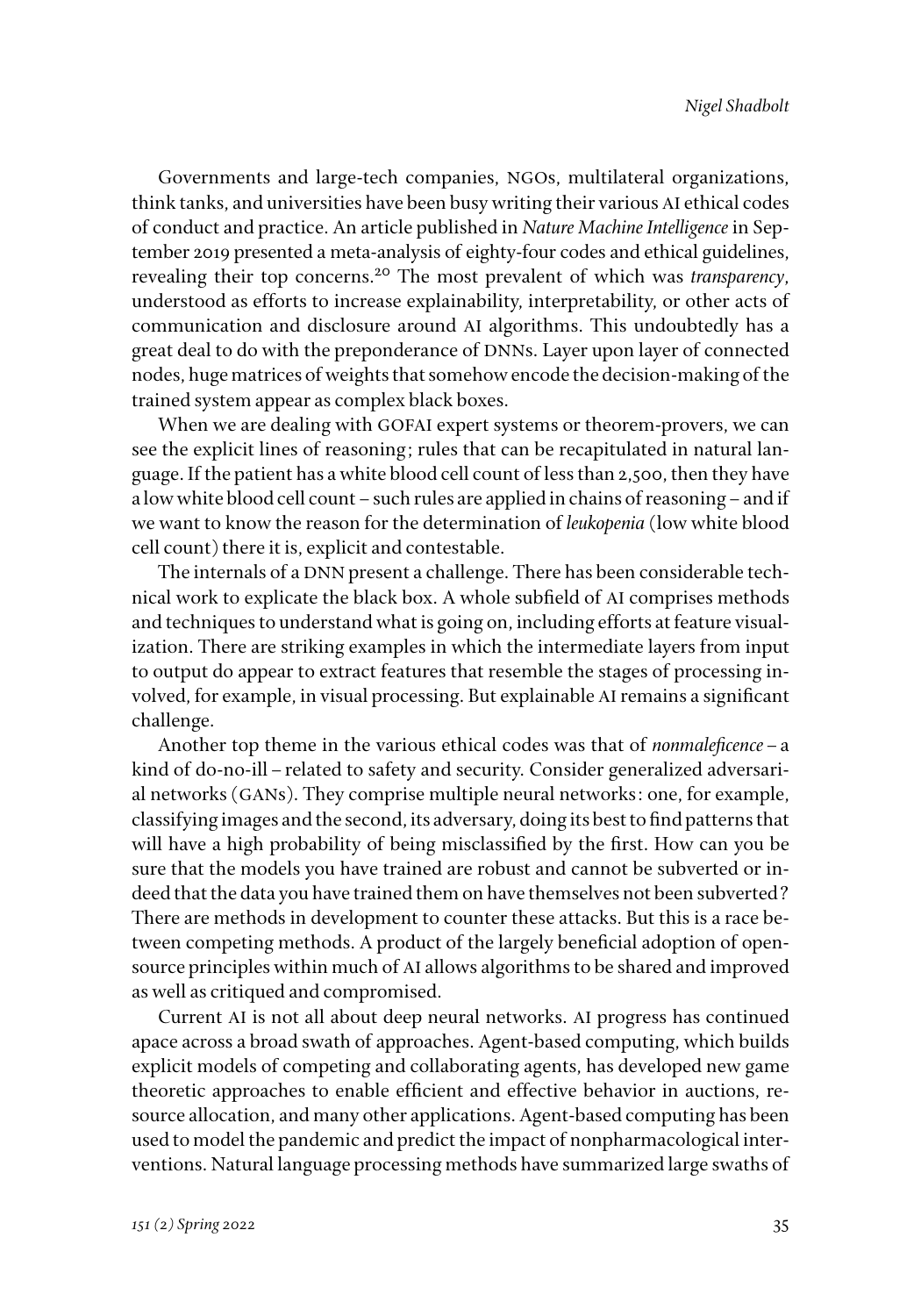Governments and large-tech companies, NGOs, multilateral organizations, think tanks, and universities have been busy writing their various AI ethical codes of conduct and practice. An article published in *Nature Machine Intelligence* in September 2019 presented a meta-analysis of eighty-four codes and ethical guidelines, revealing their top concerns.[20] The most prevalent of which was *transparency*, understood as efforts to increase explainability, interpretability, or other acts of communication and disclosure around AI algorithms. This undoubtedly has a great deal to do with the preponderance of DNNs. Layer upon layer of connected nodes, huge matrices of weights that somehow encode the decision-making of the trained system appear as complex black boxes.

When we are dealing with GOFAI expert systems or theorem-provers, we can see the explicit lines of reasoning; rules that can be recapitulated in natural language. If the patient has a white blood cell count of less than 2,500, then they have a low white blood cell count – such rules are applied in chains of reasoning – and if we want to know the reason for the determination of *leukopenia* (low white blood cell count) there it is, explicit and contestable.

The internals of a DNN present a challenge. There has been considerable technical work to explicate the black box. A whole subfield of AI comprises methods and techniques to understand what is going on, including efforts at feature visualization. There are striking examples in which the intermediate layers from input to output do appear to extract features that resemble the stages of processing involved, for example, in visual processing. But explainable AI remains a significant challenge.

Another top theme in the various ethical codes was that of *nonmaleficence* – a kind of do-no-ill – related to safety and security. Consider generalized adversarial networks (GANs). They comprise multiple neural networks: one, for example, classifying images and the second, its adversary, doing its best to find patterns that will have a high probability of being misclassified by the first. How can you be sure that the models you have trained are robust and cannot be subverted or indeed that the data you have trained them on have themselves not been subverted? There are methods in development to counter these attacks. But this is a race between competing methods. A product of the largely beneficial adoption of open-source principles within much of AI allows algorithms to be shared and improved as well as critiqued and compromised.

Current AI is not all about deep neural networks. AI progress has continued apace across a broad swath of approaches. Agent-based computing, which builds explicit models of competing and collaborating agents, has developed new game theoretic approaches to enable efficient and effective behavior in auctions, resource allocation, and many other applications. Agent-based computing has been used to model the pandemic and predict the impact of nonpharmacological interventions. Natural language processing methods have summarized large swaths of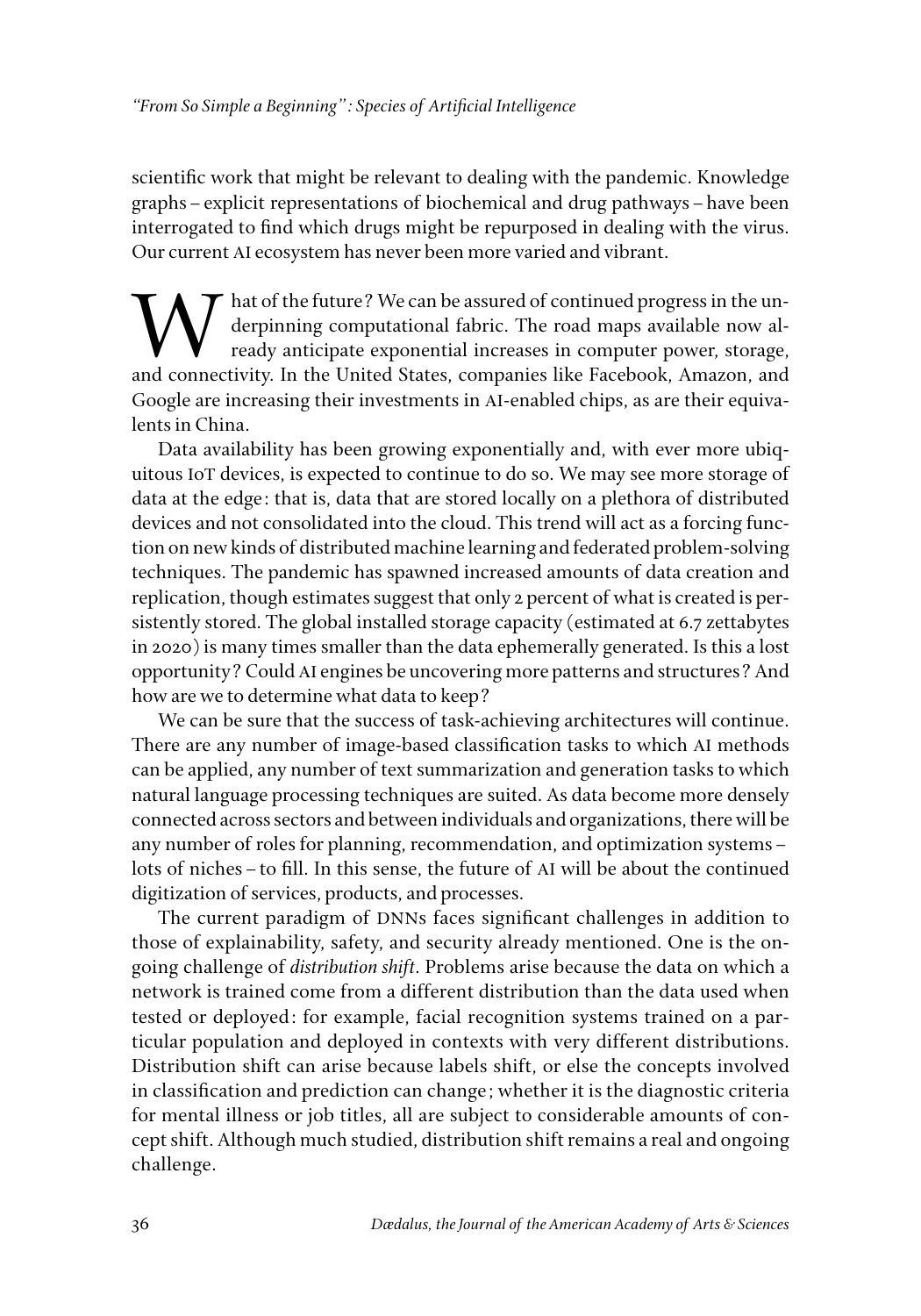scientific work that might be relevant to dealing with the pandemic. Knowledge graphs – explicit representations of biochemical and drug pathways – have been interrogated to find which drugs might be repurposed in dealing with the virus. Our current AI ecosystem has never been more varied and vibrant.

What of the future? We can be assured of continued progress in the underpinning computational fabric. The road maps available now already anticipate exponential increases in computer power, storage, and connectivity. In the United States, companies like Facebook, Amazon, and Google are increasing their investments in AI-enabled chips, as are their equivalents in China.

Data availability has been growing exponentially and, with ever more ubiquitous IoT devices, is expected to continue to do so. We may see more storage of data at the edge: that is, data that are stored locally on a plethora of distributed devices and not consolidated into the cloud. This trend will act as a forcing function on new kinds of distributed machine learning and federated problem-solving techniques. The pandemic has spawned increased amounts of data creation and replication, though estimates suggest that only 2 percent of what is created is persistently stored. The global installed storage capacity (estimated at 6.7 zettabytes in 2020) is many times smaller than the data ephemerally generated. Is this a lost opportunity? Could AI engines be uncovering more patterns and structures? And how are we to determine what data to keep?

We can be sure that the success of task-achieving architectures will continue. There are any number of image-based classification tasks to which AI methods can be applied, any number of text summarization and generation tasks to which natural language processing techniques are suited. As data become more densely connected across sectors and between individuals and organizations, there will be any number of roles for planning, recommendation, and optimization systems – lots of niches – to fill. In this sense, the future of AI will be about the continued digitization of services, products, and processes.

The current paradigm of DNNs faces significant challenges in addition to those of explainability, safety, and security already mentioned. One is the ongoing challenge of *distribution shift*. Problems arise because the data on which a network is trained come from a different distribution than the data used when tested or deployed: for example, facial recognition systems trained on a particular population and deployed in contexts with very different distributions. Distribution shift can arise because labels shift, or else the concepts involved in classification and prediction can change; whether it is the diagnostic criteria for mental illness or job titles, all are subject to considerable amounts of concept shift. Although much studied, distribution shift remains a real and ongoing challenge.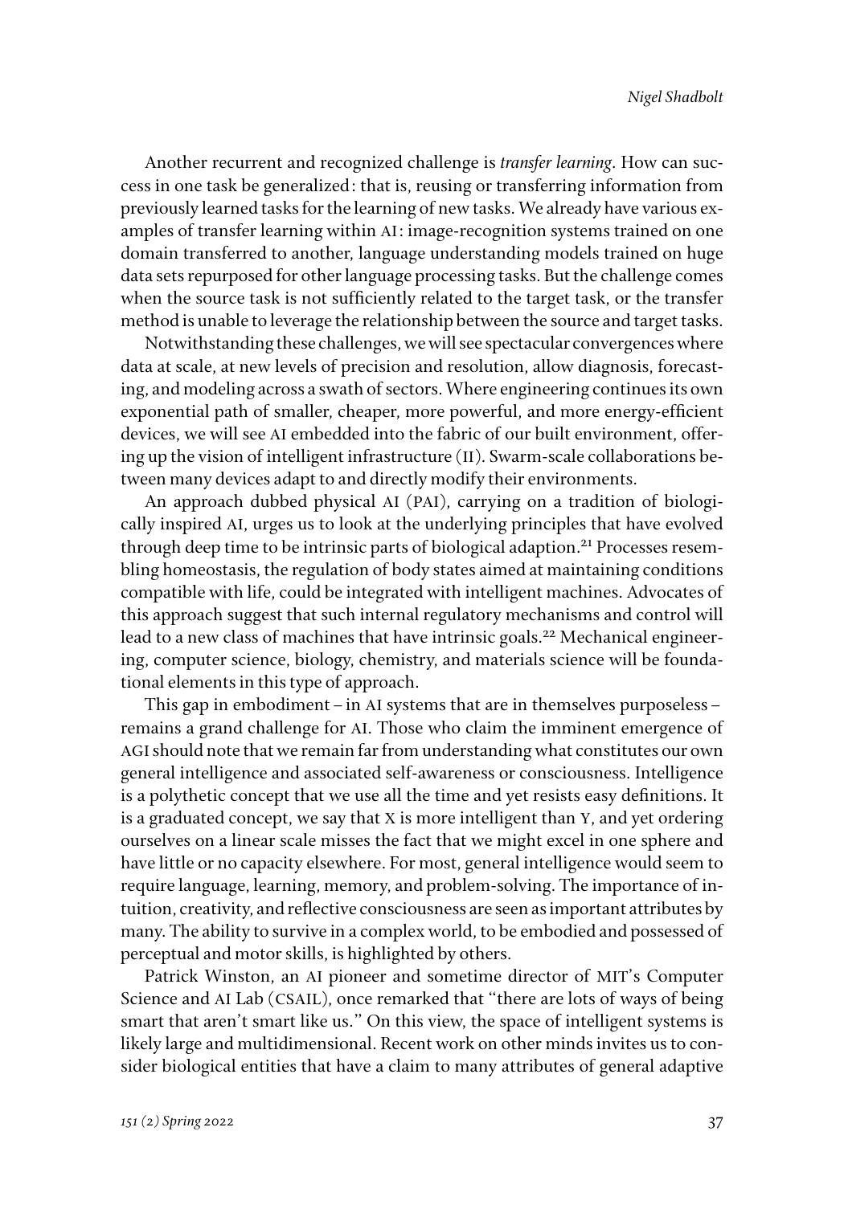Another recurrent and recognized challenge is *transfer learning*. How can success in one task be generalized: that is, reusing or transferring information from previously learned tasks for the learning of new tasks. We already have various examples of transfer learning within AI: image-recognition systems trained on one domain transferred to another, language understanding models trained on huge data sets repurposed for other language processing tasks. But the challenge comes when the source task is not sufficiently related to the target task, or the transfer method is unable to leverage the relationship between the source and target tasks.

Notwithstanding these challenges, we will see spectacular convergences where data at scale, at new levels of precision and resolution, allow diagnosis, forecasting, and modeling across a swath of sectors. Where engineering continues its own exponential path of smaller, cheaper, more powerful, and more energy-efficient devices, we will see AI embedded into the fabric of our built environment, offering up the vision of intelligent infrastructure (II). Swarm-scale collaborations between many devices adapt to and directly modify their environments.

An approach dubbed physical AI (PAI), carrying on a tradition of biologically inspired AI, urges us to look at the underlying principles that have evolved through deep time to be intrinsic parts of biological adaption.[21] Processes resembling homeostasis, the regulation of body states aimed at maintaining conditions compatible with life, could be integrated with intelligent machines. Advocates of this approach suggest that such internal regulatory mechanisms and control will lead to a new class of machines that have intrinsic goals.[22] Mechanical engineering, computer science, biology, chemistry, and materials science will be foundational elements in this type of approach.

This gap in embodiment – in AI systems that are in themselves purposeless – remains a grand challenge for AI. Those who claim the imminent emergence of AGI should note that we remain far from understanding what constitutes our own general intelligence and associated self-awareness or consciousness. Intelligence is a polythetic concept that we use all the time and yet resists easy definitions. It is a graduated concept, we say that X is more intelligent than Y, and yet ordering ourselves on a linear scale misses the fact that we might excel in one sphere and have little or no capacity elsewhere. For most, general intelligence would seem to require language, learning, memory, and problem-solving. The importance of intuition, creativity, and reflective consciousness are seen as important attributes by many. The ability to survive in a complex world, to be embodied and possessed of perceptual and motor skills, is highlighted by others.

Patrick Winston, an AI pioneer and sometime director of MIT's Computer Science and AI Lab (CSAIL), once remarked that "there are lots of ways of being smart that aren't smart like us." On this view, the space of intelligent systems is likely large and multidimensional. Recent work on other minds invites us to consider biological entities that have a claim to many attributes of general adaptive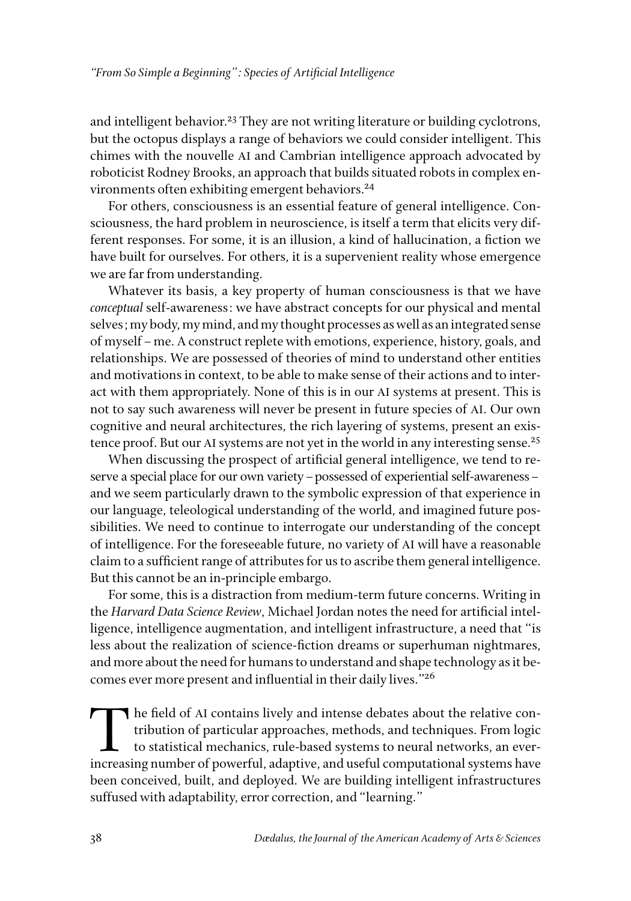and intelligent behavior.[23] They are not writing literature or building cyclotrons, but the octopus displays a range of behaviors we could consider intelligent. This chimes with the nouvelle AI and Cambrian intelligence approach advocated by roboticist Rodney Brooks, an approach that builds situated robots in complex environments often exhibiting emergent behaviors.[24]

For others, consciousness is an essential feature of general intelligence. Consciousness, the hard problem in neuroscience, is itself a term that elicits very different responses. For some, it is an illusion, a kind of hallucination, a fiction we have built for ourselves. For others, it is a supervenient reality whose emergence we are far from understanding.

Whatever its basis, a key property of human consciousness is that we have *conceptual* self-awareness: we have abstract concepts for our physical and mental selves; my body, my mind, and my thought processes as well as an integrated sense of myself – me. A construct replete with emotions, experience, history, goals, and relationships. We are possessed of theories of mind to understand other entities and motivations in context, to be able to make sense of their actions and to interact with them appropriately. None of this is in our AI systems at present. This is not to say such awareness will never be present in future species of AI. Our own cognitive and neural architectures, the rich layering of systems, present an existence proof. But our AI systems are not yet in the world in any interesting sense.[25]

When discussing the prospect of artificial general intelligence, we tend to reserve a special place for our own variety – possessed of experiential self-awareness – and we seem particularly drawn to the symbolic expression of that experience in our language, teleological understanding of the world, and imagined future possibilities. We need to continue to interrogate our understanding of the concept of intelligence. For the foreseeable future, no variety of AI will have a reasonable claim to a sufficient range of attributes for us to ascribe them general intelligence. But this cannot be an in-principle embargo.

For some, this is a distraction from medium-term future concerns. Writing in the *Harvard Data Science Review*, Michael Jordan notes the need for artificial intelligence, intelligence augmentation, and intelligent infrastructure, a need that "is less about the realization of science-fiction dreams or superhuman nightmares, and more about the need for humans to understand and shape technology as it becomes ever more present and influential in their daily lives."[26]

The field of AI contains lively and intense debates about the relative contribution of particular approaches, methods, and techniques. From logic to statistical mechanics, rule-based systems to neural networks, an ever-increasing number of powerful, adaptive, and useful computational systems have been conceived, built, and deployed. We are building intelligent infrastructures suffused with adaptability, error correction, and "learning."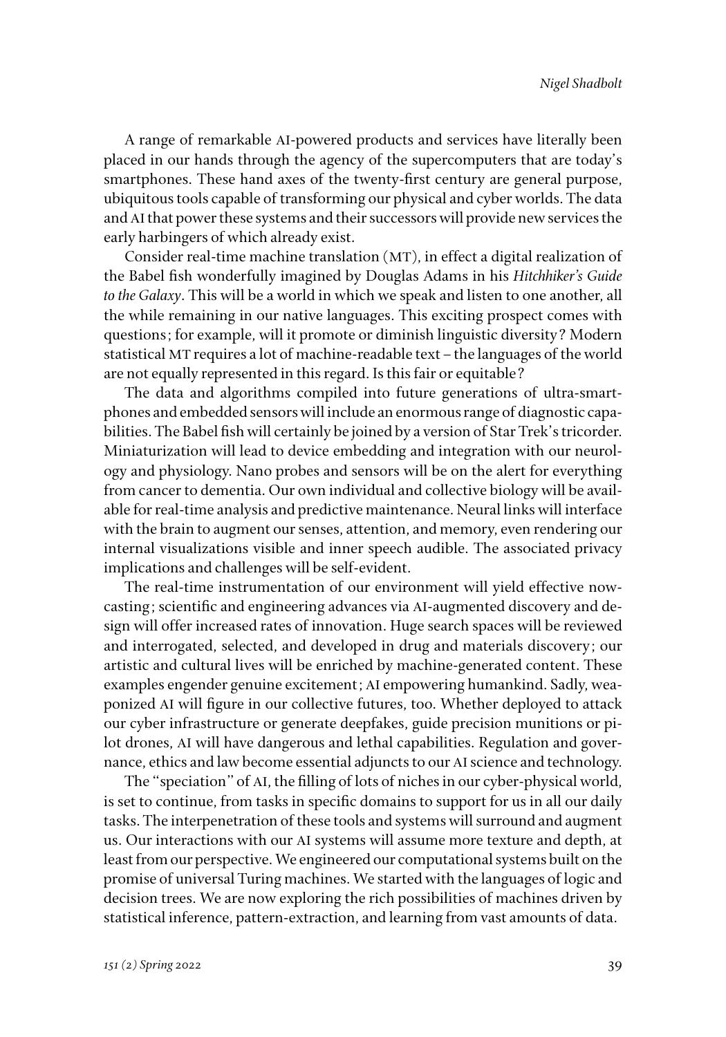A range of remarkable AI-powered products and services have literally been placed in our hands through the agency of the supercomputers that are today's smartphones. These hand axes of the twenty-first century are general purpose, ubiquitous tools capable of transforming our physical and cyber worlds. The data and AI that power these systems and their successors will provide new services the early harbingers of which already exist.

Consider real-time machine translation (MT), in effect a digital realization of the Babel fish wonderfully imagined by Douglas Adams in his *Hitchhiker's Guide to the Galaxy*. This will be a world in which we speak and listen to one another, all the while remaining in our native languages. This exciting prospect comes with questions; for example, will it promote or diminish linguistic diversity? Modern statistical MT requires a lot of machine-readable text – the languages of the world are not equally represented in this regard. Is this fair or equitable?

The data and algorithms compiled into future generations of ultra-smartphones and embedded sensors will include an enormous range of diagnostic capabilities. The Babel fish will certainly be joined by a version of Star Trek's tricorder. Miniaturization will lead to device embedding and integration with our neurology and physiology. Nano probes and sensors will be on the alert for everything from cancer to dementia. Our own individual and collective biology will be available for real-time analysis and predictive maintenance. Neural links will interface with the brain to augment our senses, attention, and memory, even rendering our internal visualizations visible and inner speech audible. The associated privacy implications and challenges will be self-evident.

The real-time instrumentation of our environment will yield effective nowcasting; scientific and engineering advances via AI-augmented discovery and design will offer increased rates of innovation. Huge search spaces will be reviewed and interrogated, selected, and developed in drug and materials discovery; our artistic and cultural lives will be enriched by machine-generated content. These examples engender genuine excitement; AI empowering humankind. Sadly, weaponized AI will figure in our collective futures, too. Whether deployed to attack our cyber infrastructure or generate deepfakes, guide precision munitions or pilot drones, AI will have dangerous and lethal capabilities. Regulation and governance, ethics and law become essential adjuncts to our AI science and technology.

The "speciation" of AI, the filling of lots of niches in our cyber-physical world, is set to continue, from tasks in specific domains to support for us in all our daily tasks. The interpenetration of these tools and systems will surround and augment us. Our interactions with our AI systems will assume more texture and depth, at least from our perspective. We engineered our computational systems built on the promise of universal Turing machines. We started with the languages of logic and decision trees. We are now exploring the rich possibilities of machines driven by statistical inference, pattern-extraction, and learning from vast amounts of data.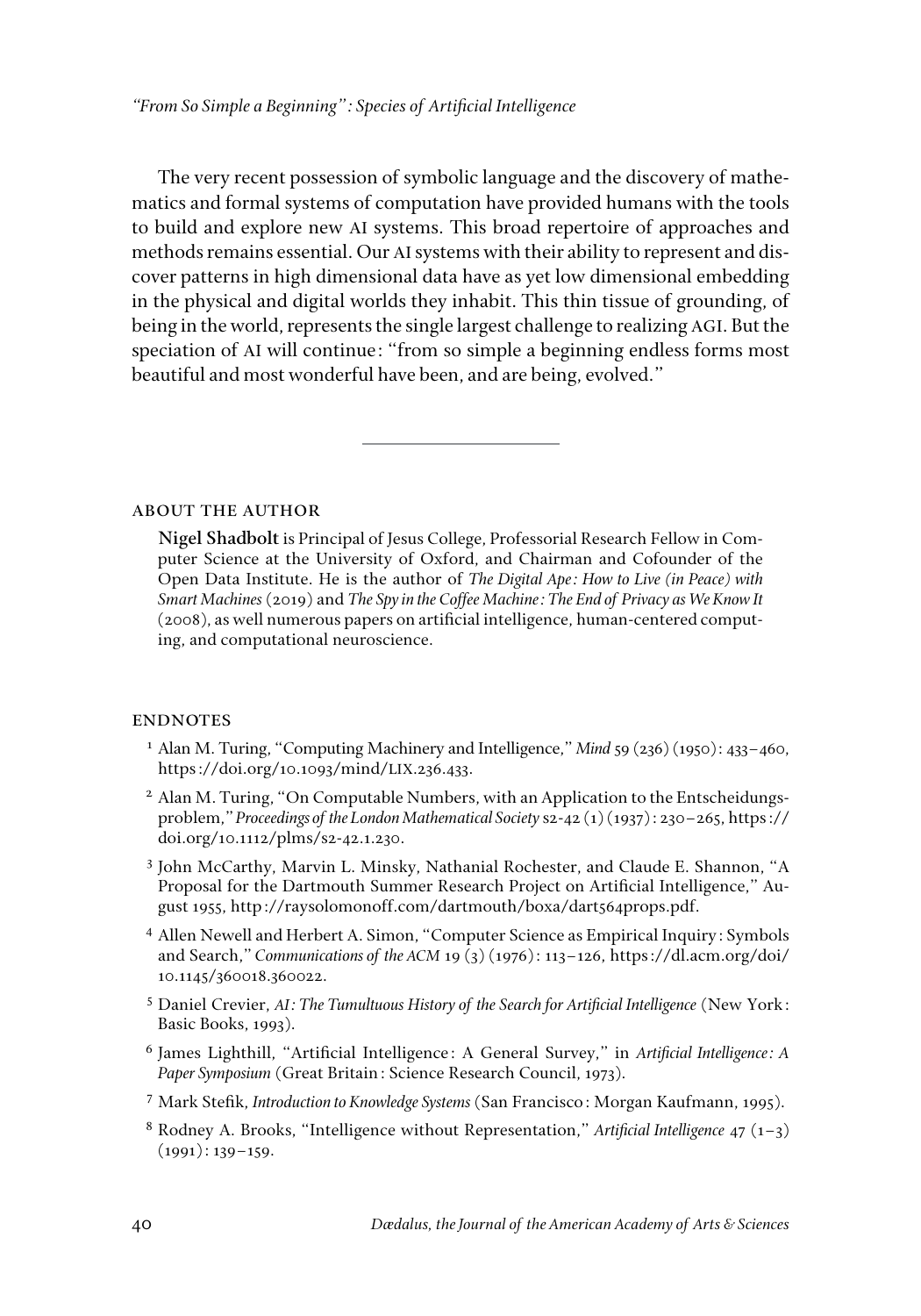The very recent possession of symbolic language and the discovery of mathematics and formal systems of computation have provided humans with the tools to build and explore new AI systems. This broad repertoire of approaches and methods remains essential. Our AI systems with their ability to represent and discover patterns in high dimensional data have as yet low dimensional embedding in the physical and digital worlds they inhabit. This thin tissue of grounding, of being in the world, represents the single largest challenge to realizing AGI. But the speciation of AI will continue: "from so simple a beginning endless forms most beautiful and most wonderful have been, and are being, evolved."

---

## ABOUT THE AUTHOR

**Nigel Shadbolt** is Principal of Jesus College, Professorial Research Fellow in Computer Science at the University of Oxford, and Chairman and Cofounder of the Open Data Institute. He is the author of *The Digital Ape: How to Live (in Peace) with Smart Machines* (2019) and *The Spy in the Coffee Machine: The End of Privacy as We Know It* (2008), as well numerous papers on artificial intelligence, human-centered computing, and computational neuroscience.

## ENDNOTES

1. Alan M. Turing, "Computing Machinery and Intelligence," *Mind* 59 (236) (1950): 433–460, https://doi.org/10.1093/mind/LIX.236.433.
2. Alan M. Turing, "On Computable Numbers, with an Application to the Entscheidungsproblem," *Proceedings of the London Mathematical Society* s2-42 (1) (1937): 230–265, https://doi.org/10.1112/plms/s2-42.1.230.
3. John McCarthy, Marvin L. Minsky, Nathanial Rochester, and Claude E. Shannon, "A Proposal for the Dartmouth Summer Research Project on Artificial Intelligence," August 1955, http://raysolomonoff.com/dartmouth/boxa/dart564props.pdf.
4. Allen Newell and Herbert A. Simon, "Computer Science as Empirical Inquiry: Symbols and Search," *Communications of the ACM* 19 (3) (1976): 113–126, https://dl.acm.org/doi/10.1145/360018.360022.
5. Daniel Crevier, *AI: The Tumultuous History of the Search for Artificial Intelligence* (New York: Basic Books, 1993).
6. James Lighthill, "Artificial Intelligence: A General Survey," in *Artificial Intelligence: A Paper Symposium* (Great Britain: Science Research Council, 1973).
7. Mark Stefik, *Introduction to Knowledge Systems* (San Francisco: Morgan Kaufmann, 1995).
8. Rodney A. Brooks, "Intelligence without Representation," *Artificial Intelligence* 47 (1–3) (1991): 139–159.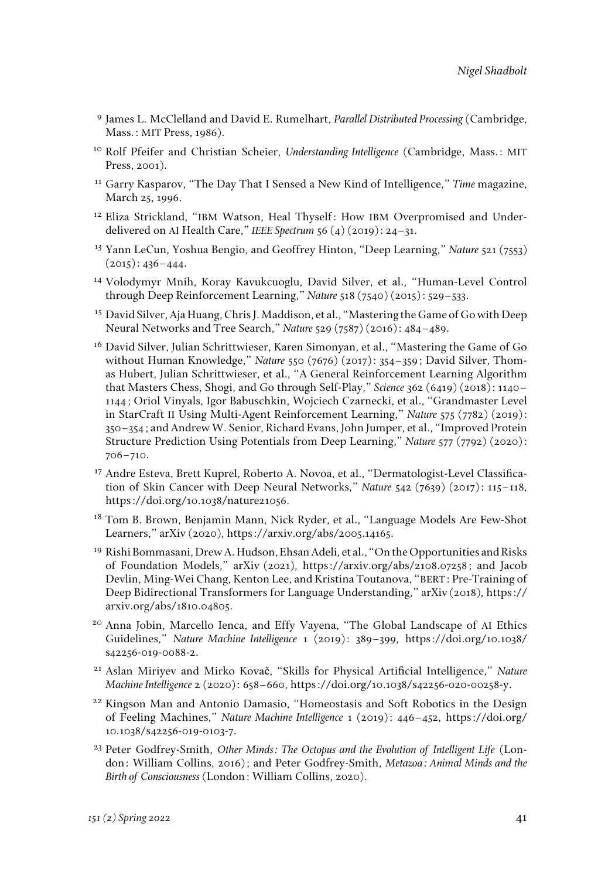9 James L. McClelland and David E. Rumelhart, *Parallel Distributed Processing* (Cambridge, Mass.: MIT Press, 1986).

10 Rolf Pfeifer and Christian Scheier, *Understanding Intelligence* (Cambridge, Mass.: MIT Press, 2001).

11 Garry Kasparov, "The Day That I Sensed a New Kind of Intelligence," *Time* magazine, March 25, 1996.

12 Eliza Strickland, "IBM Watson, Heal Thyself: How IBM Overpromised and Underdelivered on AI Health Care," *IEEE Spectrum* 56 (4) (2019): 24–31.

13 Yann LeCun, Yoshua Bengio, and Geoffrey Hinton, "Deep Learning," *Nature* 521 (7553) (2015): 436–444.

14 Volodymyr Mnih, Koray Kavukcuoglu, David Silver, et al., "Human-Level Control through Deep Reinforcement Learning," *Nature* 518 (7540) (2015): 529–533.

15 David Silver, Aja Huang, Chris J. Maddison, et al., "Mastering the Game of Go with Deep Neural Networks and Tree Search," *Nature* 529 (7587) (2016): 484–489.

16 David Silver, Julian Schrittwieser, Karen Simonyan, et al., "Mastering the Game of Go without Human Knowledge," *Nature* 550 (7676) (2017): 354–359; David Silver, Thomas Hubert, Julian Schrittwieser, et al., "A General Reinforcement Learning Algorithm that Masters Chess, Shogi, and Go through Self-Play," *Science* 362 (6419) (2018): 1140–1144; Oriol Vinyals, Igor Babuschkin, Wojciech Czarnecki, et al., "Grandmaster Level in StarCraft II Using Multi-Agent Reinforcement Learning," *Nature* 575 (7782) (2019): 350–354; and Andrew W. Senior, Richard Evans, John Jumper, et al., "Improved Protein Structure Prediction Using Potentials from Deep Learning," *Nature* 577 (7792) (2020): 706–710.

17 Andre Esteva, Brett Kuprel, Roberto A. Novoa, et al., "Dermatologist-Level Classification of Skin Cancer with Deep Neural Networks," *Nature* 542 (7639) (2017): 115–118, https://doi.org/10.1038/nature21056.

18 Tom B. Brown, Benjamin Mann, Nick Ryder, et al., "Language Models Are Few-Shot Learners," arXiv (2020), https://arxiv.org/abs/2005.14165.

19 Rishi Bommasani, Drew A. Hudson, Ehsan Adeli, et al., "On the Opportunities and Risks of Foundation Models," arXiv (2021), https://arxiv.org/abs/2108.07258; and Jacob Devlin, Ming-Wei Chang, Kenton Lee, and Kristina Toutanova, "BERT: Pre-Training of Deep Bidirectional Transformers for Language Understanding," arXiv (2018), https://arxiv.org/abs/1810.04805.

20 Anna Jobin, Marcello Ienca, and Effy Vayena, "The Global Landscape of AI Ethics Guidelines," *Nature Machine Intelligence* 1 (2019): 389–399, https://doi.org/10.1038/s42256-019-0088-2.

21 Aslan Miriyev and Mirko Kovač, "Skills for Physical Artificial Intelligence," *Nature Machine Intelligence* 2 (2020): 658–660, https://doi.org/10.1038/s42256-020-00258-y.

22 Kingson Man and Antonio Damasio, "Homeostasis and Soft Robotics in the Design of Feeling Machines," *Nature Machine Intelligence* 1 (2019): 446–452, https://doi.org/10.1038/s42256-019-0103-7.

23 Peter Godfrey-Smith, *Other Minds: The Octopus and the Evolution of Intelligent Life* (London: William Collins, 2016); and Peter Godfrey-Smith, *Metazoa: Animal Minds and the Birth of Consciousness* (London: William Collins, 2020).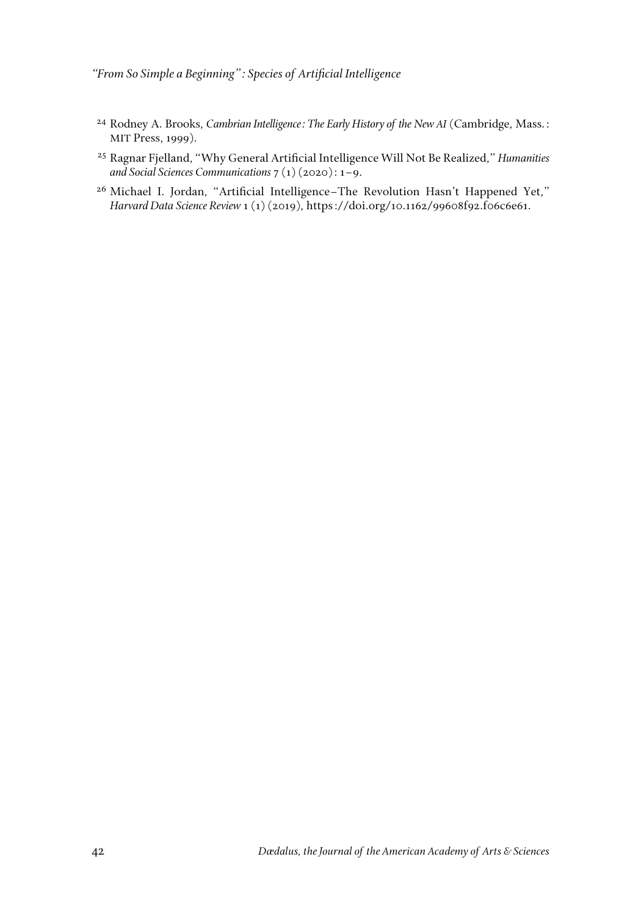[24] Rodney A. Brooks, *Cambrian Intelligence: The Early History of the New AI* (Cambridge, Mass.: MIT Press, 1999).

[25] Ragnar Fjelland, "Why General Artificial Intelligence Will Not Be Realized," *Humanities and Social Sciences Communications* 7 (1) (2020): 1–9.

[26] Michael I. Jordan, "Artificial Intelligence–The Revolution Hasn't Happened Yet," *Harvard Data Science Review* 1 (1) (2019), https://doi.org/10.1162/99608f92.f06c6e61.